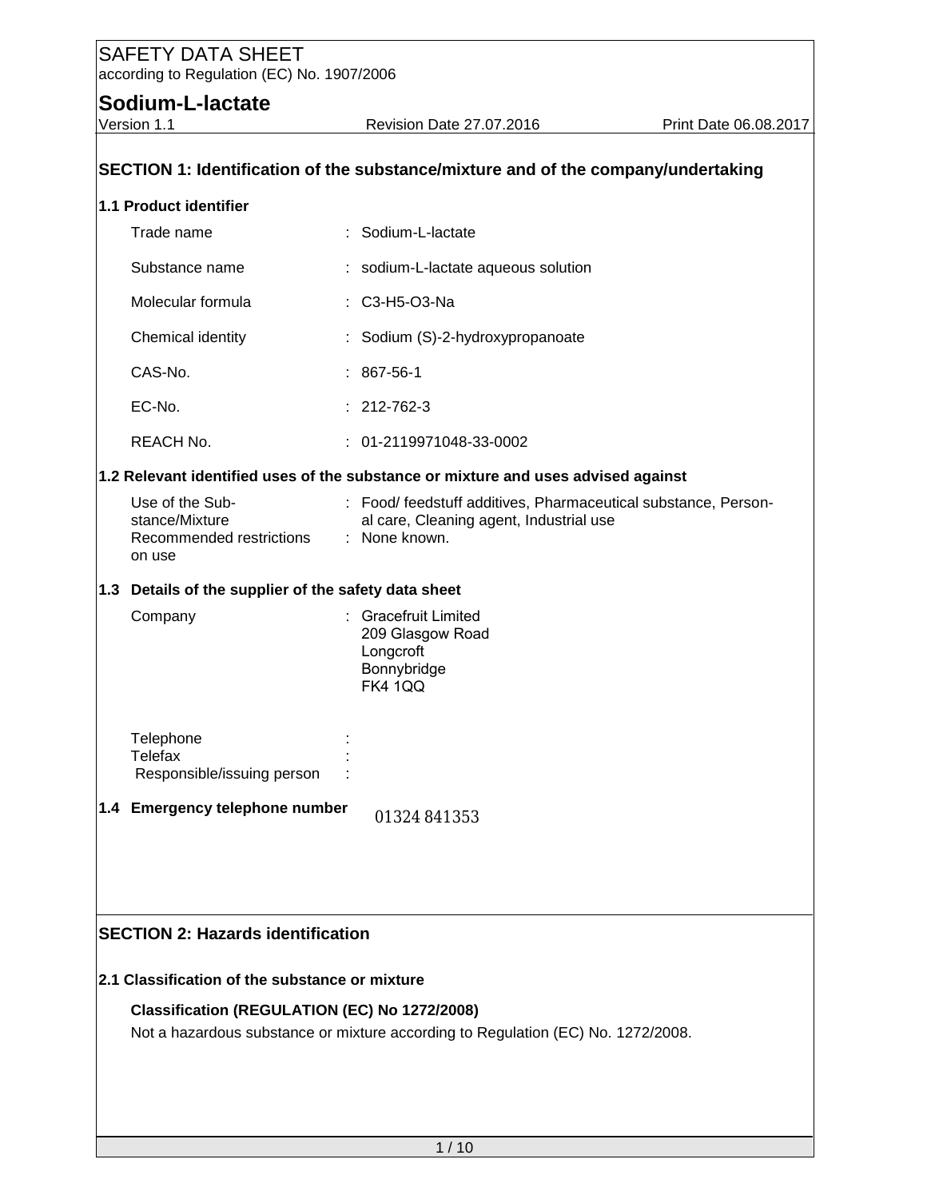# SAFETY DATA SHEET

according to Regulation (EC) No. 1907/2006

## Sodium-L-lactate

Version 1.1 | Revision Date 27.07.2016 | Print Date 06.08.2017

## SECTION 1: Identification of the substance/mixture and of the company/undertaking

### 1.1 Product identifier

| | |
|---|---|
| Trade name | : Sodium-L-lactate |
| Substance name | : sodium-L-lactate aqueous solution |
| Molecular formula | : C3-H5-O3-Na |
| Chemical identity | : Sodium (S)-2-hydroxypropanoate |
| CAS-No. | : 867-56-1 |
| EC-No. | : 212-762-3 |
| REACH No. | : 01-2119971048-33-0002 |

### 1.2 Relevant identified uses of the substance or mixture and uses advised against

| | |
|---|---|
| Use of the Substance/Mixture | : Food/ feedstuff additives, Pharmaceutical substance, Personal care, Cleaning agent, Industrial use |
| Recommended restrictions on use | : None known. |

### 1.3 Details of the supplier of the safety data sheet

Company : Gracefruit Limited
209 Glasgow Road
Longcroft
Bonnybridge
FK4 1QQ

Telephone :
Telefax :
Responsible/issuing person :

### 1.4 Emergency telephone number

01324 841353

## SECTION 2: Hazards identification

### 2.1 Classification of the substance or mixture

**Classification (REGULATION (EC) No 1272/2008)**

Not a hazardous substance or mixture according to Regulation (EC) No. 1272/2008.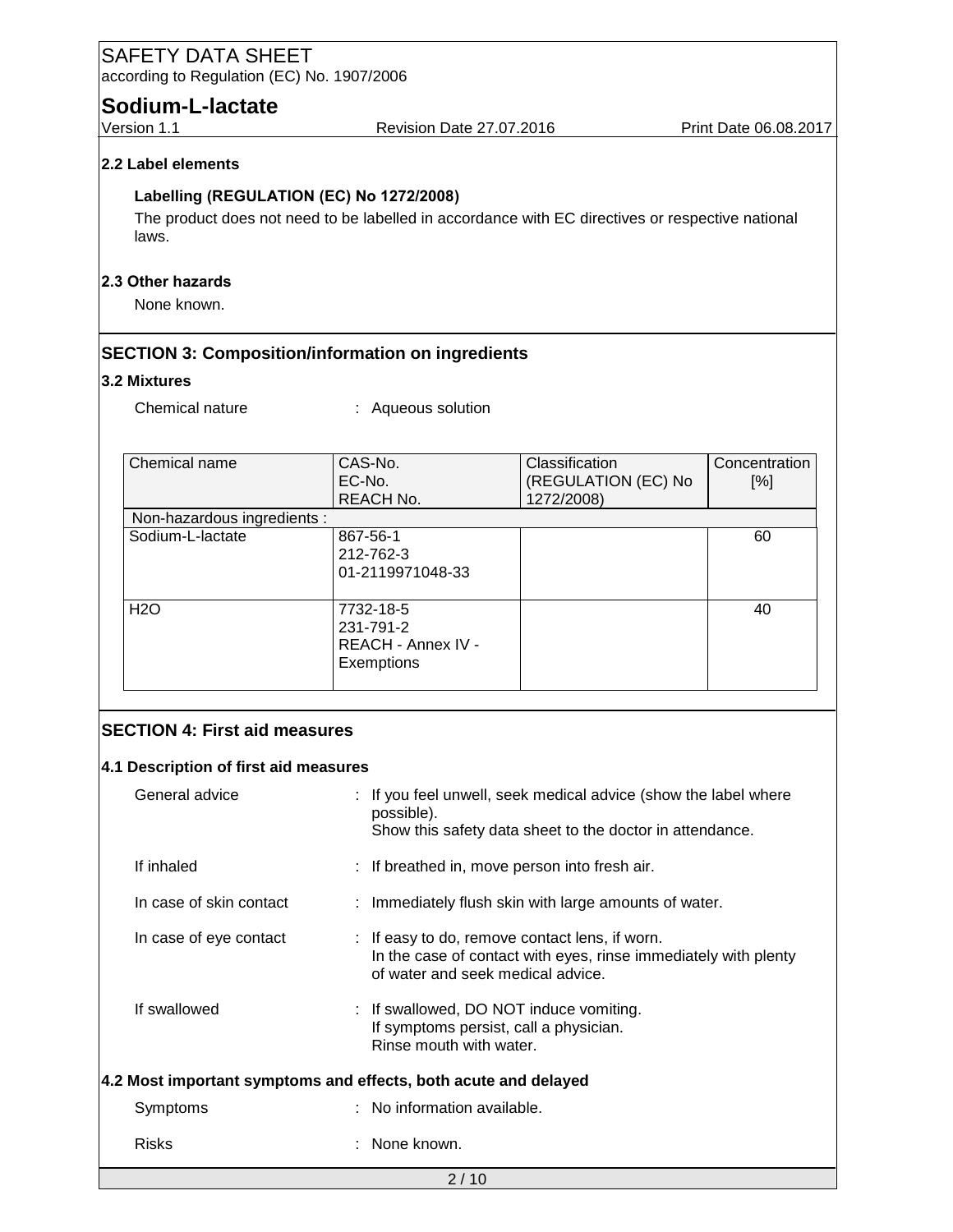### 2.2 Label elements

**Labelling (REGULATION (EC) No 1272/2008)**

The product does not need to be labelled in accordance with EC directives or respective national laws.

### 2.3 Other hazards

None known.

## SECTION 3: Composition/information on ingredients

### 3.2 Mixtures

Chemical nature : Aqueous solution

| Chemical name | CAS-No.<br>EC-No.<br>REACH No. | Classification (REGULATION (EC) No 1272/2008) | Concentration [%] |
|---|---|---|---|
| Non-hazardous ingredients : | | | |
| Sodium-L-lactate | 867-56-1<br>212-762-3<br>01-2119971048-33 | | 60 |
| H2O | 7732-18-5<br>231-791-2<br>REACH - Annex IV - Exemptions | | 40 |

## SECTION 4: First aid measures

### 4.1 Description of first aid measures

General advice : If you feel unwell, seek medical advice (show the label where possible).
Show this safety data sheet to the doctor in attendance.

If inhaled : If breathed in, move person into fresh air.

In case of skin contact : Immediately flush skin with large amounts of water.

In case of eye contact : If easy to do, remove contact lens, if worn.
In the case of contact with eyes, rinse immediately with plenty of water and seek medical advice.

If swallowed : If swallowed, DO NOT induce vomiting.
If symptoms persist, call a physician.
Rinse mouth with water.

### 4.2 Most important symptoms and effects, both acute and delayed

Symptoms : No information available.

Risks : None known.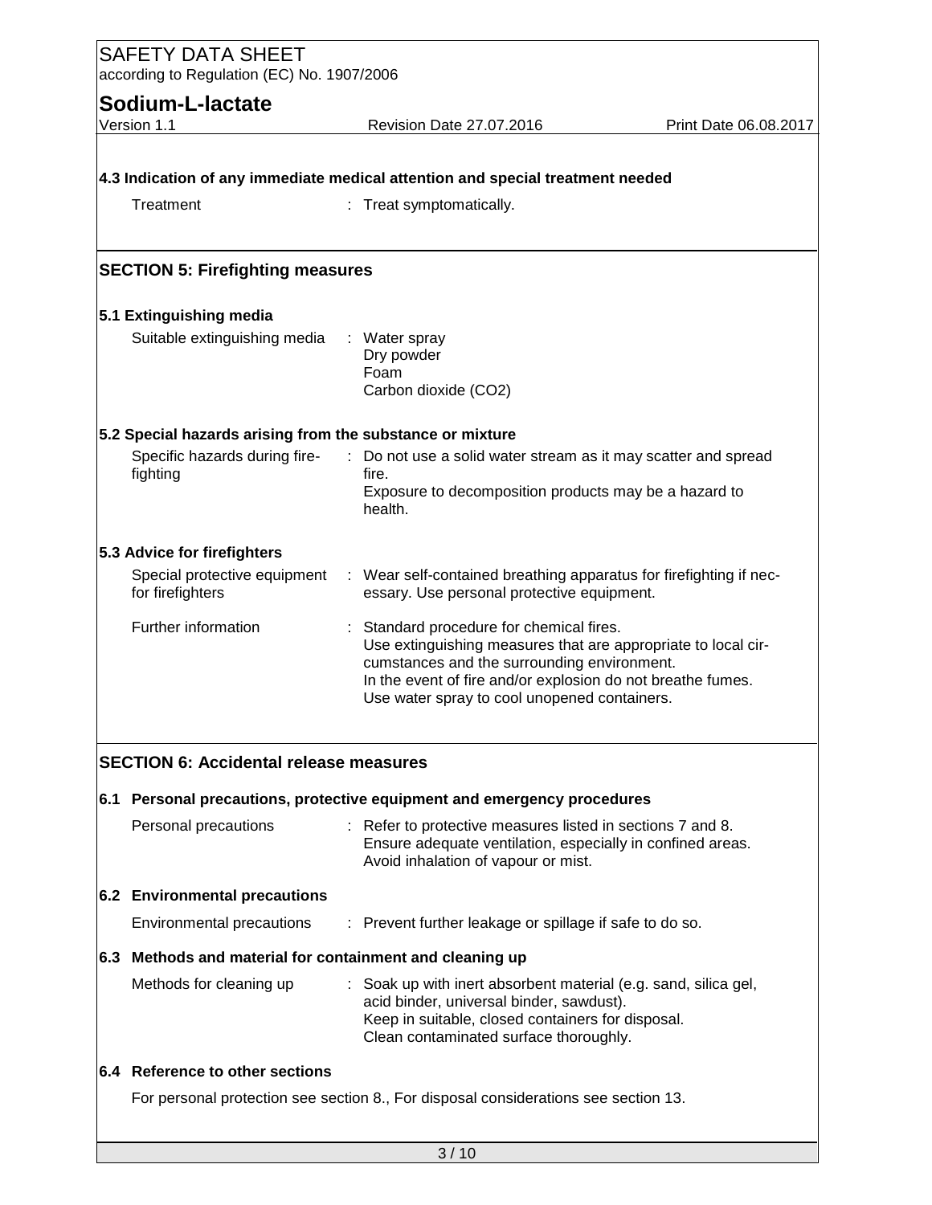### 4.3 Indication of any immediate medical attention and special treatment needed

| | |
|---|---|
| Treatment | : Treat symptomatically. |

## SECTION 5: Firefighting measures

### 5.1 Extinguishing media

| | |
|---|---|
| Suitable extinguishing media | : Water spray<br>Dry powder<br>Foam<br>Carbon dioxide ($CO_2$) |

### 5.2 Special hazards arising from the substance or mixture

| | |
|---|---|
| Specific hazards during fire-fighting | : Do not use a solid water stream as it may scatter and spread fire.<br>Exposure to decomposition products may be a hazard to health. |

### 5.3 Advice for firefighters

| | |
|---|---|
| Special protective equipment for firefighters | : Wear self-contained breathing apparatus for firefighting if necessary. Use personal protective equipment. |
| Further information | : Standard procedure for chemical fires.<br>Use extinguishing measures that are appropriate to local circumstances and the surrounding environment.<br>In the event of fire and/or explosion do not breathe fumes.<br>Use water spray to cool unopened containers. |

## SECTION 6: Accidental release measures

### 6.1 Personal precautions, protective equipment and emergency procedures

| | |
|---|---|
| Personal precautions | : Refer to protective measures listed in sections 7 and 8.<br>Ensure adequate ventilation, especially in confined areas.<br>Avoid inhalation of vapour or mist. |

### 6.2 Environmental precautions

| | |
|---|---|
| Environmental precautions | : Prevent further leakage or spillage if safe to do so. |

### 6.3 Methods and material for containment and cleaning up

| | |
|---|---|
| Methods for cleaning up | : Soak up with inert absorbent material (e.g. sand, silica gel, acid binder, universal binder, sawdust).<br>Keep in suitable, closed containers for disposal.<br>Clean contaminated surface thoroughly. |

### 6.4 Reference to other sections

For personal protection see section 8., For disposal considerations see section 13.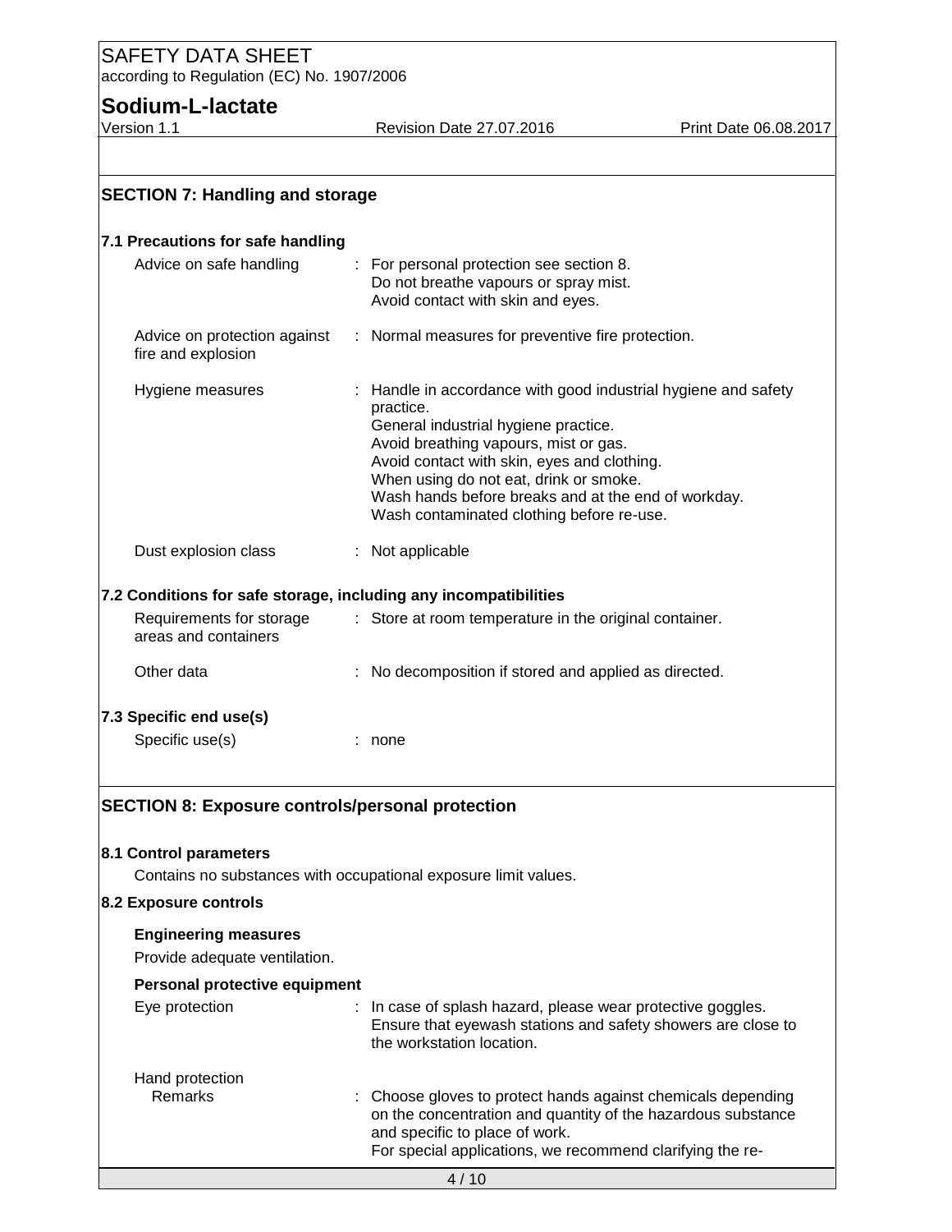## SECTION 7: Handling and storage

### 7.1 Precautions for safe handling

| | |
|---|---|
| Advice on safe handling | : For personal protection see section 8.<br>Do not breathe vapours or spray mist.<br>Avoid contact with skin and eyes. |
| Advice on protection against fire and explosion | : Normal measures for preventive fire protection. |
| Hygiene measures | : Handle in accordance with good industrial hygiene and safety practice.<br>General industrial hygiene practice.<br>Avoid breathing vapours, mist or gas.<br>Avoid contact with skin, eyes and clothing.<br>When using do not eat, drink or smoke.<br>Wash hands before breaks and at the end of workday.<br>Wash contaminated clothing before re-use. |
| Dust explosion class | : Not applicable |

### 7.2 Conditions for safe storage, including any incompatibilities

| | |
|---|---|
| Requirements for storage areas and containers | : Store at room temperature in the original container. |
| Other data | : No decomposition if stored and applied as directed. |

### 7.3 Specific end use(s)

| | |
|---|---|
| Specific use(s) | : none |

## SECTION 8: Exposure controls/personal protection

### 8.1 Control parameters

Contains no substances with occupational exposure limit values.

### 8.2 Exposure controls

**Engineering measures**

Provide adequate ventilation.

**Personal protective equipment**

| | |
|---|---|
| Eye protection | : In case of splash hazard, please wear protective goggles.<br>Ensure that eyewash stations and safety showers are close to the workstation location. |
| Hand protection<br>Remarks | : Choose gloves to protect hands against chemicals depending on the concentration and quantity of the hazardous substance and specific to place of work.<br>For special applications, we recommend clarifying the re- |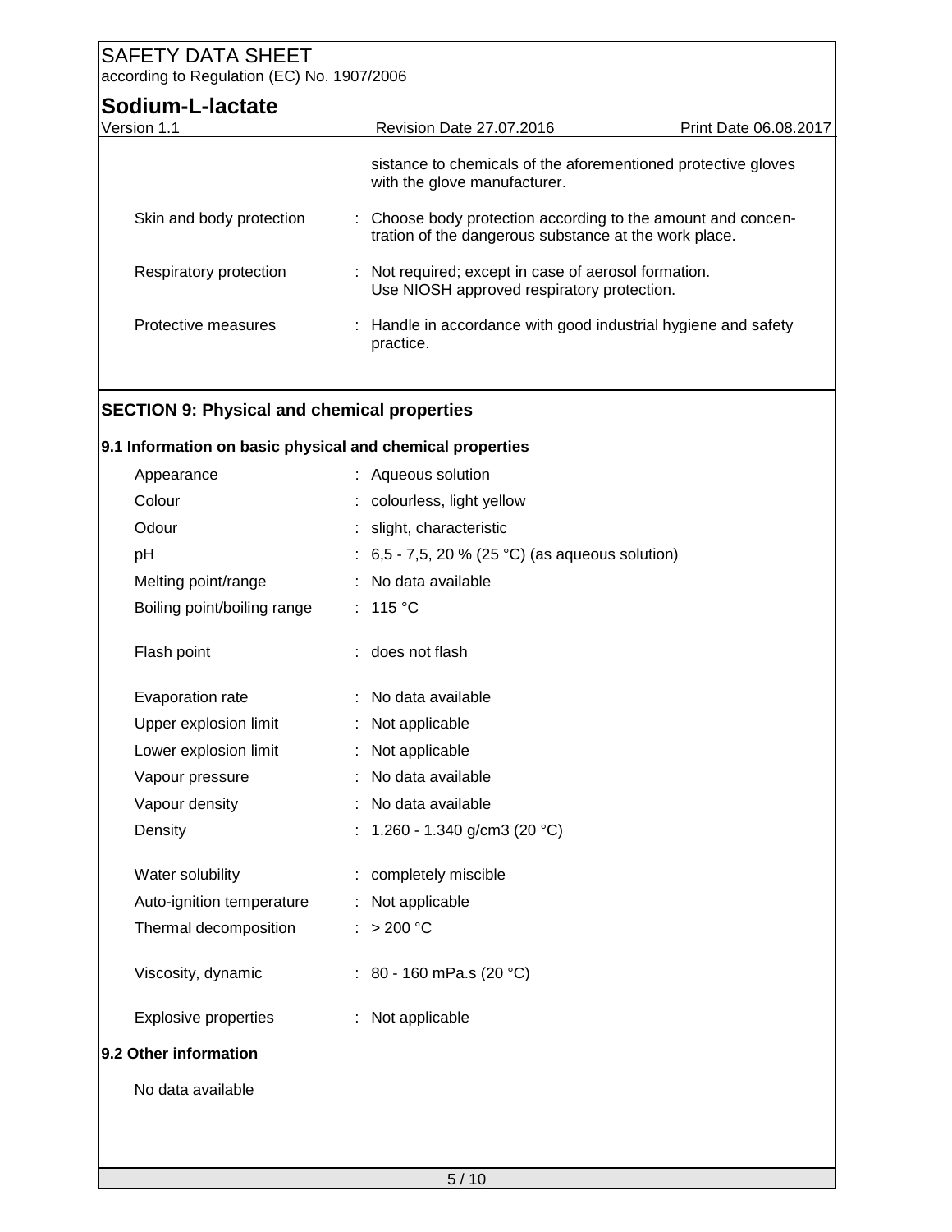sistance to chemicals of the aforementioned protective gloves with the glove manufacturer.

| | |
|---|---|
| Skin and body protection | : Choose body protection according to the amount and concentration of the dangerous substance at the work place. |
| Respiratory protection | : Not required; except in case of aerosol formation. Use NIOSH approved respiratory protection. |
| Protective measures | : Handle in accordance with good industrial hygiene and safety practice. |

## SECTION 9: Physical and chemical properties

### 9.1 Information on basic physical and chemical properties

| | |
|---|---|
| Appearance | : Aqueous solution |
| Colour | : colourless, light yellow |
| Odour | : slight, characteristic |
| pH | : 6,5 - 7,5, 20 % (25 °C) (as aqueous solution) |
| Melting point/range | : No data available |
| Boiling point/boiling range | : 115 °C |
| Flash point | : does not flash |
| Evaporation rate | : No data available |
| Upper explosion limit | : Not applicable |
| Lower explosion limit | : Not applicable |
| Vapour pressure | : No data available |
| Vapour density | : No data available |
| Density | : 1.260 - 1.340 g/cm3 (20 °C) |
| Water solubility | : completely miscible |
| Auto-ignition temperature | : Not applicable |
| Thermal decomposition | : > 200 °C |
| Viscosity, dynamic | : 80 - 160 mPa.s (20 °C) |
| Explosive properties | : Not applicable |

### 9.2 Other information

No data available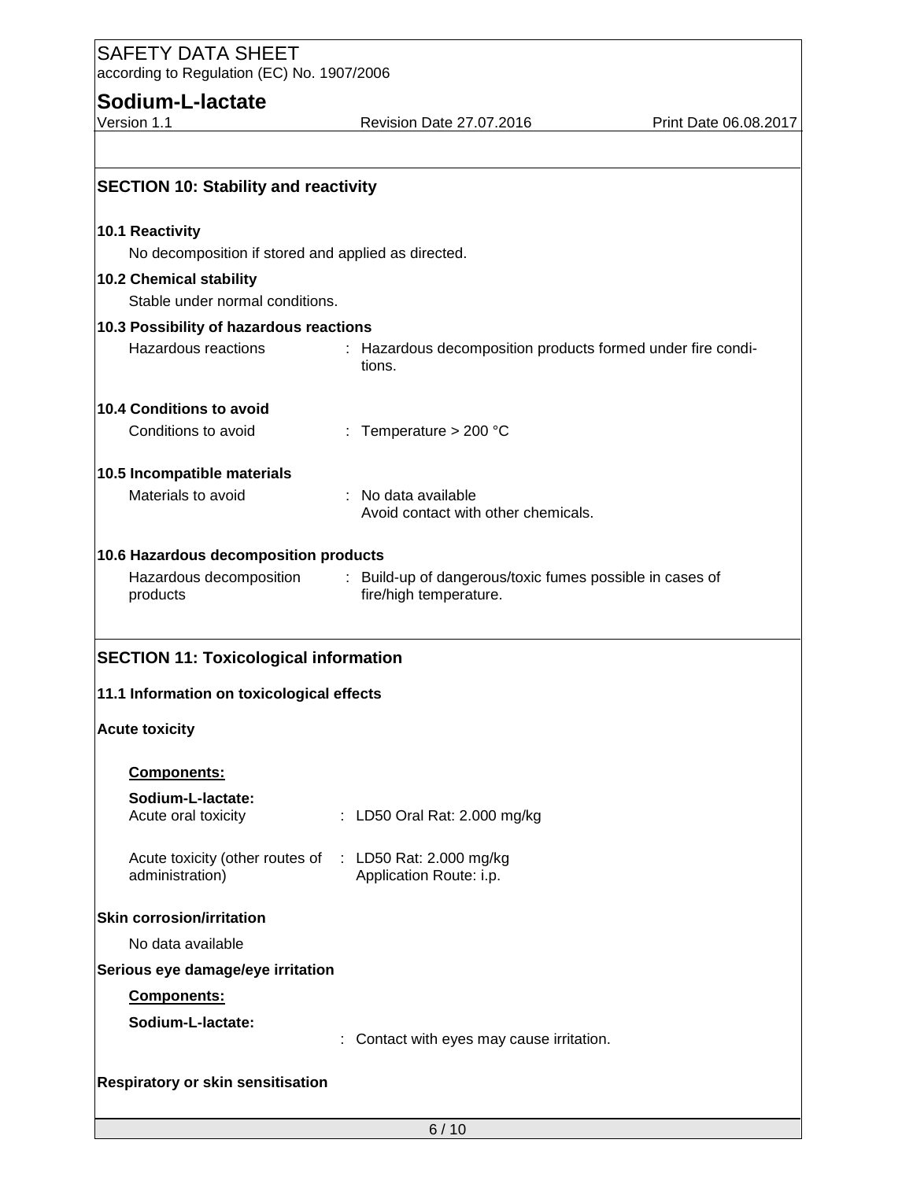## SECTION 10: Stability and reactivity

### 10.1 Reactivity

No decomposition if stored and applied as directed.

### 10.2 Chemical stability

Stable under normal conditions.

### 10.3 Possibility of hazardous reactions

Hazardous reactions : Hazardous decomposition products formed under fire conditions.

### 10.4 Conditions to avoid

Conditions to avoid : Temperature > 200 °C

### 10.5 Incompatible materials

Materials to avoid : No data available
Avoid contact with other chemicals.

### 10.6 Hazardous decomposition products

Hazardous decomposition products : Build-up of dangerous/toxic fumes possible in cases of fire/high temperature.

## SECTION 11: Toxicological information

### 11.1 Information on toxicological effects

**Acute toxicity**

**Components:**

**Sodium-L-lactate:**

Acute oral toxicity : LD50 Oral Rat: 2.000 mg/kg

Acute toxicity (other routes of administration) : LD50 Rat: 2.000 mg/kg
Application Route: i.p.

**Skin corrosion/irritation**

No data available

**Serious eye damage/eye irritation**

**Components:**

**Sodium-L-lactate:**

: Contact with eyes may cause irritation.

**Respiratory or skin sensitisation**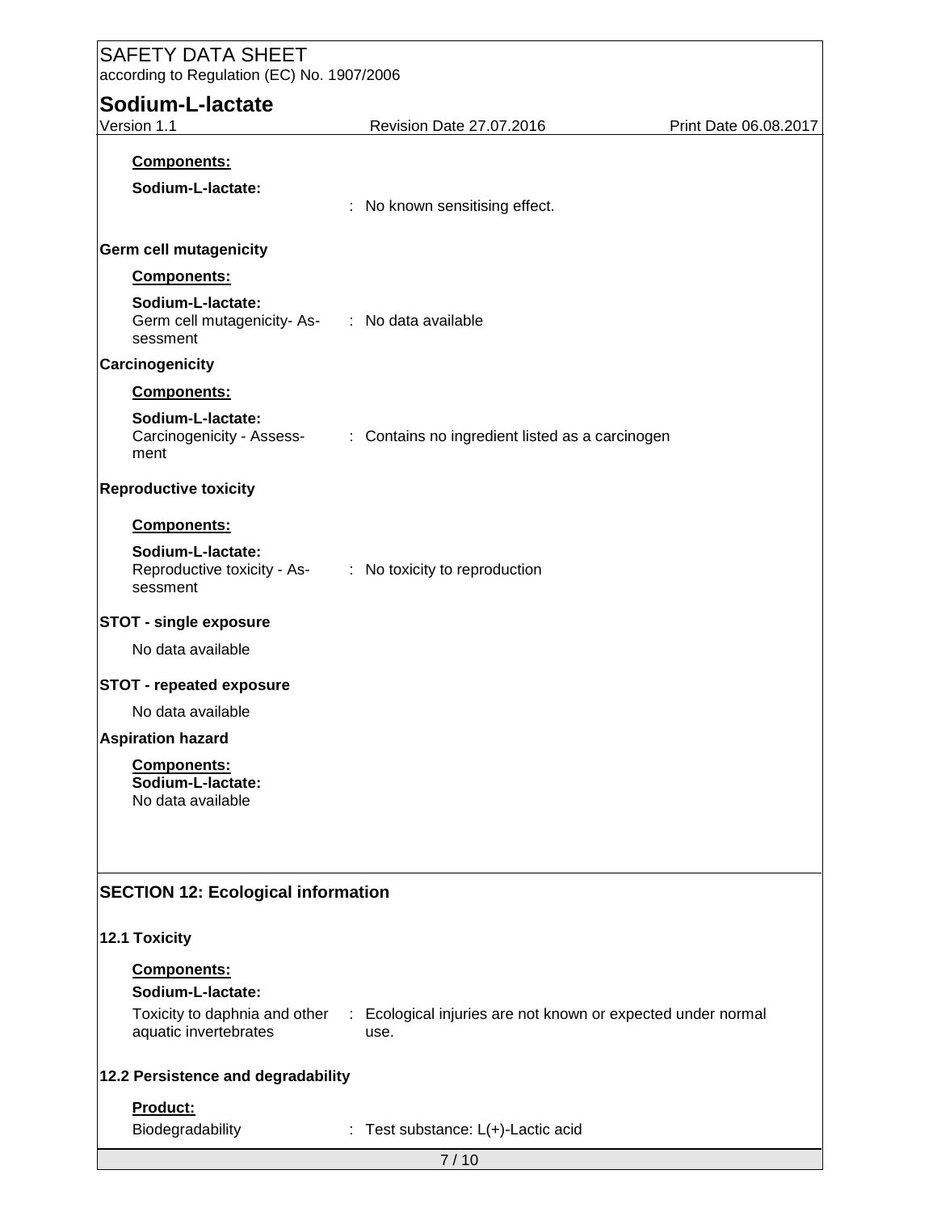**Components:**

**Sodium-L-lactate:**

: No known sensitising effect.

**Germ cell mutagenicity**

**Components:**

**Sodium-L-lactate:**

Germ cell mutagenicity- Assessment : No data available

**Carcinogenicity**

**Components:**

**Sodium-L-lactate:**

Carcinogenicity - Assessment : Contains no ingredient listed as a carcinogen

**Reproductive toxicity**

**Components:**

**Sodium-L-lactate:**

Reproductive toxicity - Assessment : No toxicity to reproduction

**STOT - single exposure**

No data available

**STOT - repeated exposure**

No data available

**Aspiration hazard**

**Components:**

**Sodium-L-lactate:**

No data available

## SECTION 12: Ecological information

### 12.1 Toxicity

**Components:**

**Sodium-L-lactate:**

Toxicity to daphnia and other aquatic invertebrates : Ecological injuries are not known or expected under normal use.

### 12.2 Persistence and degradability

**Product:**

Biodegradability : Test substance: L(+)-Lactic acid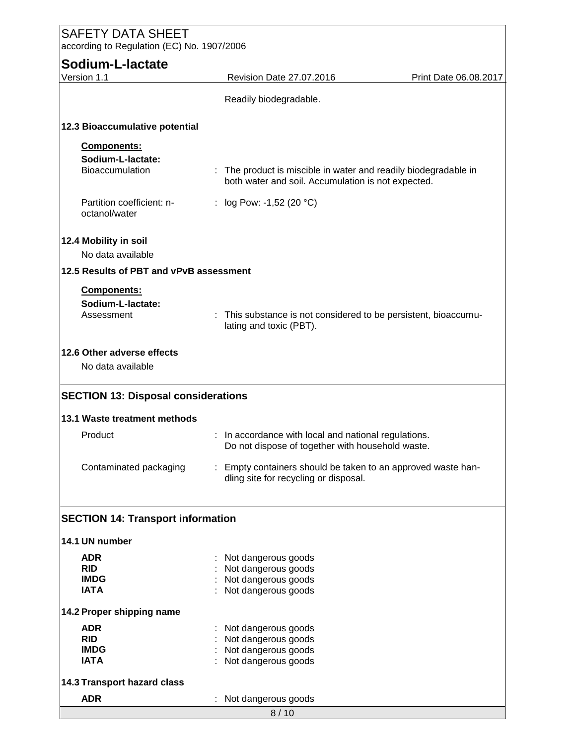Readily biodegradable.

### 12.3 Bioaccumulative potential

**Components:**

**Sodium-L-lactate:**

| | |
|---|---|
| Bioaccumulation | : The product is miscible in water and readily biodegradable in both water and soil. Accumulation is not expected. |
| Partition coefficient: n-octanol/water | : log Pow: -1,52 (20 °C) |

### 12.4 Mobility in soil

No data available

### 12.5 Results of PBT and vPvB assessment

**Components:**

**Sodium-L-lactate:**

| | |
|---|---|
| Assessment | : This substance is not considered to be persistent, bioaccumulating and toxic (PBT). |

### 12.6 Other adverse effects

No data available

## SECTION 13: Disposal considerations

### 13.1 Waste treatment methods

| | |
|---|---|
| Product | : In accordance with local and national regulations. Do not dispose of together with household waste. |
| Contaminated packaging | : Empty containers should be taken to an approved waste handling site for recycling or disposal. |

## SECTION 14: Transport information

### 14.1 UN number

| | |
|---|---|
| **ADR** | : Not dangerous goods |
| **RID** | : Not dangerous goods |
| **IMDG** | : Not dangerous goods |
| **IATA** | : Not dangerous goods |

### 14.2 Proper shipping name

| | |
|---|---|
| **ADR** | : Not dangerous goods |
| **RID** | : Not dangerous goods |
| **IMDG** | : Not dangerous goods |
| **IATA** | : Not dangerous goods |

### 14.3 Transport hazard class

| | |
|---|---|
| **ADR** | : Not dangerous goods |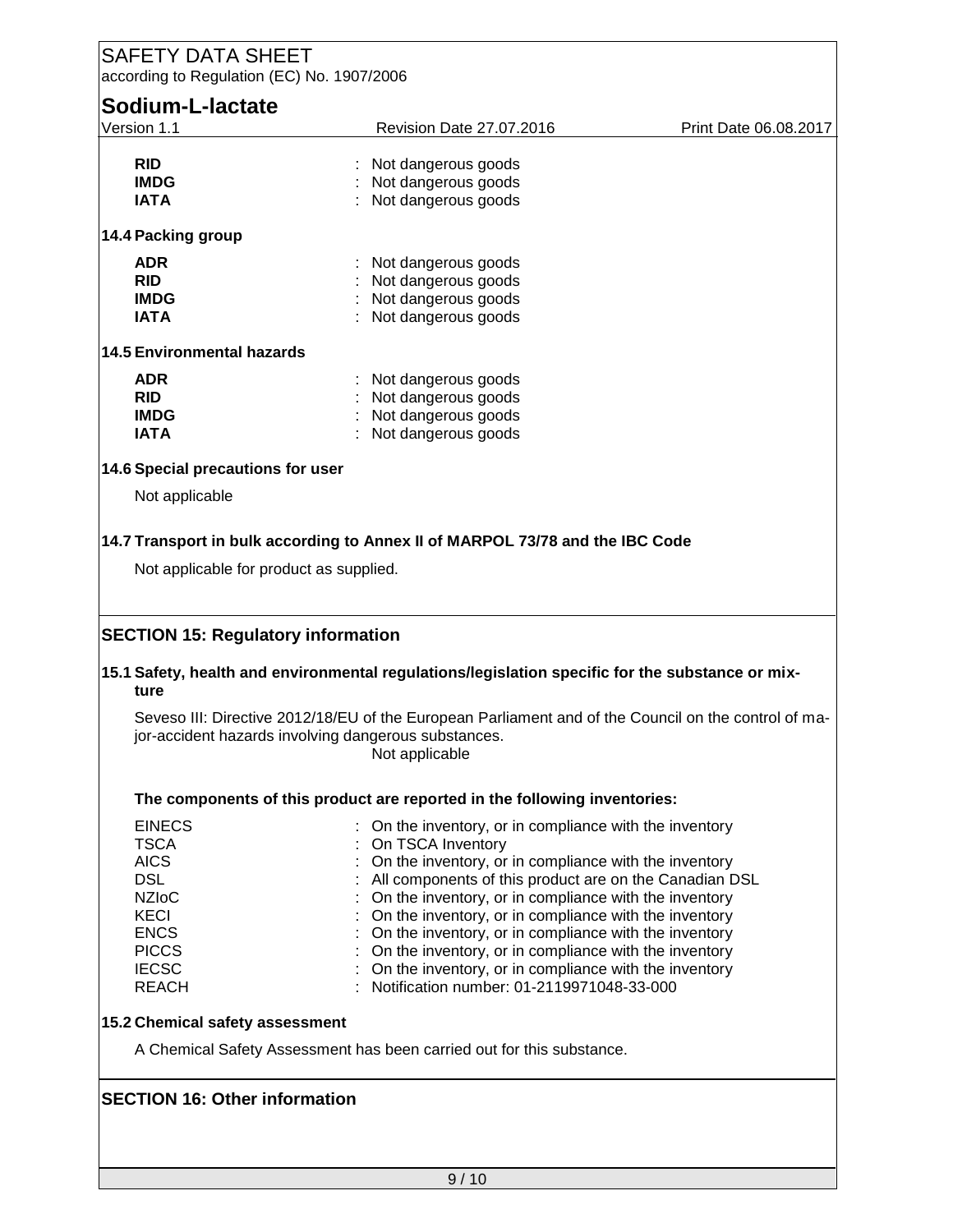| | |
|---|---|
| **RID** | : Not dangerous goods |
| **IMDG** | : Not dangerous goods |
| **IATA** | : Not dangerous goods |

**14.4 Packing group**

| | |
|---|---|
| **ADR** | : Not dangerous goods |
| **RID** | : Not dangerous goods |
| **IMDG** | : Not dangerous goods |
| **IATA** | : Not dangerous goods |

**14.5 Environmental hazards**

| | |
|---|---|
| **ADR** | : Not dangerous goods |
| **RID** | : Not dangerous goods |
| **IMDG** | : Not dangerous goods |
| **IATA** | : Not dangerous goods |

**14.6 Special precautions for user**

Not applicable

**14.7 Transport in bulk according to Annex II of MARPOL 73/78 and the IBC Code**

Not applicable for product as supplied.

## SECTION 15: Regulatory information

**15.1 Safety, health and environmental regulations/legislation specific for the substance or mixture**

Seveso III: Directive 2012/18/EU of the European Parliament and of the Council on the control of major-accident hazards involving dangerous substances.
Not applicable

**The components of this product are reported in the following inventories:**

| | |
|---|---|
| EINECS | : On the inventory, or in compliance with the inventory |
| TSCA | : On TSCA Inventory |
| AICS | : On the inventory, or in compliance with the inventory |
| DSL | : All components of this product are on the Canadian DSL |
| NZIoC | : On the inventory, or in compliance with the inventory |
| KECI | : On the inventory, or in compliance with the inventory |
| ENCS | : On the inventory, or in compliance with the inventory |
| PICCS | : On the inventory, or in compliance with the inventory |
| IECSC | : On the inventory, or in compliance with the inventory |
| REACH | : Notification number: 01-2119971048-33-000 |

**15.2 Chemical safety assessment**

A Chemical Safety Assessment has been carried out for this substance.

## SECTION 16: Other information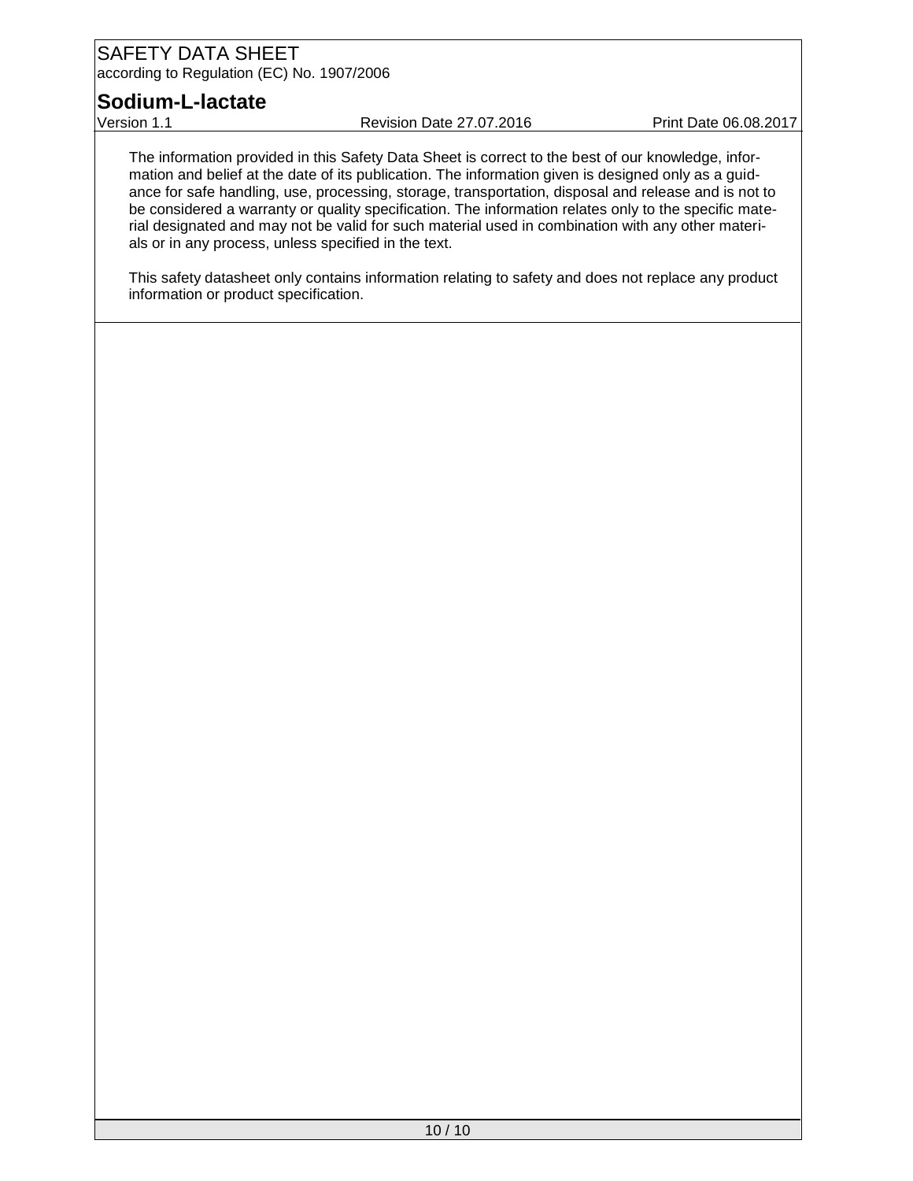The information provided in this Safety Data Sheet is correct to the best of our knowledge, information and belief at the date of its publication. The information given is designed only as a guidance for safe handling, use, processing, storage, transportation, disposal and release and is not to be considered a warranty or quality specification. The information relates only to the specific material designated and may not be valid for such material used in combination with any other materials or in any process, unless specified in the text.

This safety datasheet only contains information relating to safety and does not replace any product information or product specification.